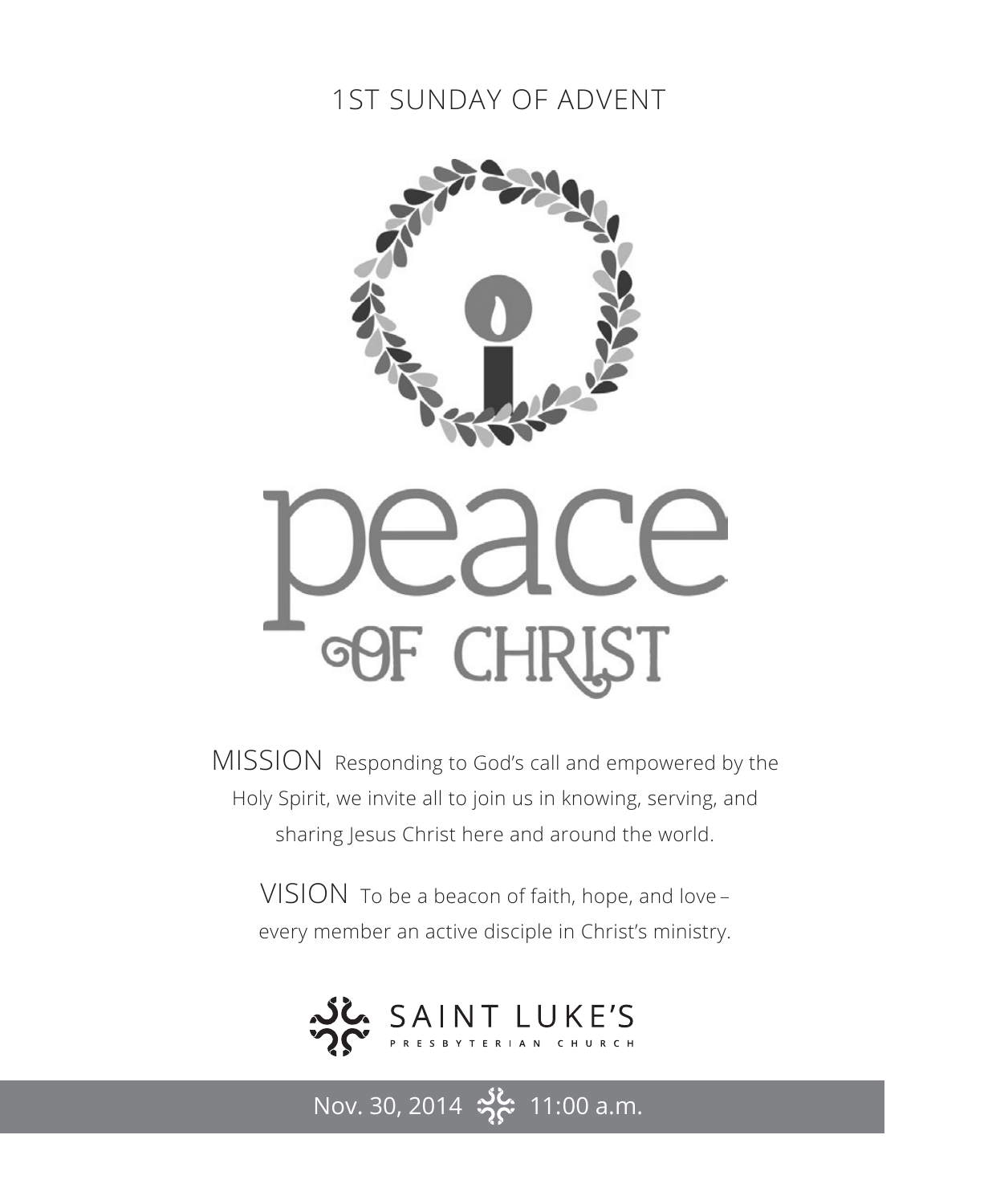1ST SUNDAY OF ADVENT

# peace OF CHRIST

MISSION Responding to God's call and empowered by the Holy Spirit, we invite all to join us in knowing, serving, and sharing Jesus Christ here and around the world.

VISION To be a beacon of faith, hope, and love – every member an active disciple in Christ's ministry.

SAINT LUKE'S
PRESBYTERIAN CHURCH

Nov. 30, 2014 11:00 a.m.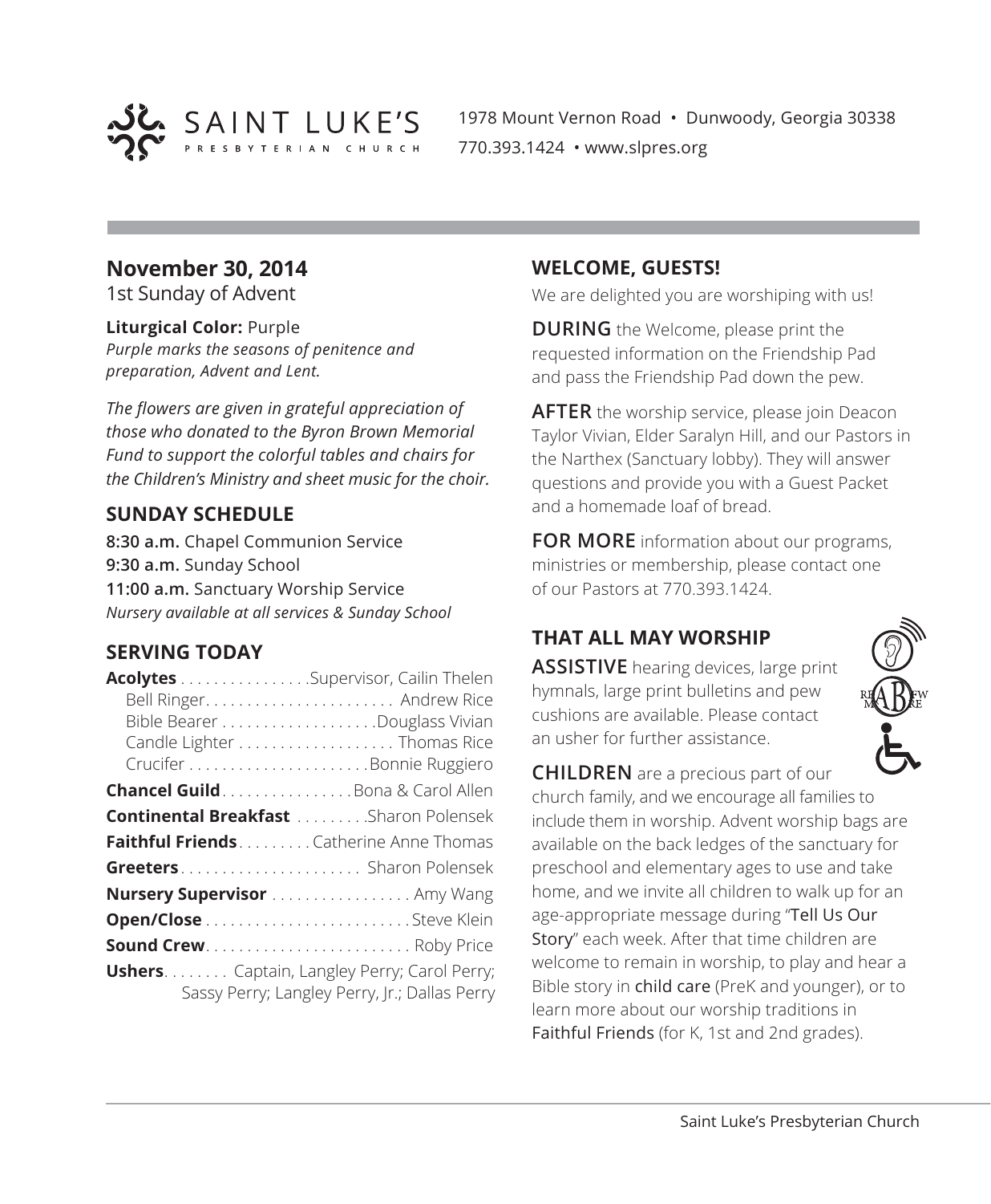SAINT LUKE'S PRESBYTERIAN CHURCH

1978 Mount Vernon Road • Dunwoody, Georgia 30338
770.393.1424 • www.slpres.org

## November 30, 2014

1st Sunday of Advent

**Liturgical Color:** Purple
*Purple marks the seasons of penitence and preparation, Advent and Lent.*

*The flowers are given in grateful appreciation of those who donated to the Byron Brown Memorial Fund to support the colorful tables and chairs for the Children's Ministry and sheet music for the choir.*

## SUNDAY SCHEDULE

**8:30 a.m.** Chapel Communion Service
**9:30 a.m.** Sunday School
**11:00 a.m.** Sanctuary Worship Service
*Nursery available at all services & Sunday School*

## SERVING TODAY

**Acolytes** . . . . . . . . . . . . . . . . Supervisor, Cailin Thelen
Bell Ringer. . . . . . . . . . . . . . . . . . . . . . . Andrew Rice
Bible Bearer . . . . . . . . . . . . . . . . . . . Douglass Vivian
Candle Lighter . . . . . . . . . . . . . . . . . . . Thomas Rice
Crucifer . . . . . . . . . . . . . . . . . . . . . . Bonnie Ruggiero

**Chancel Guild** . . . . . . . . . . . . . . . . Bona & Carol Allen

**Continental Breakfast** . . . . . . . . . Sharon Polensek

**Faithful Friends** . . . . . . . . . Catherine Anne Thomas

**Greeters** . . . . . . . . . . . . . . . . . . . . . . Sharon Polensek

**Nursery Supervisor** . . . . . . . . . . . . . . . . . Amy Wang

**Open/Close** . . . . . . . . . . . . . . . . . . . . . . . . . Steve Klein

**Sound Crew** . . . . . . . . . . . . . . . . . . . . . . . . . Roby Price

**Ushers** . . . . . . . . Captain, Langley Perry; Carol Perry; Sassy Perry; Langley Perry, Jr.; Dallas Perry

## WELCOME, GUESTS!

We are delighted you are worshiping with us!

**DURING** the Welcome, please print the requested information on the Friendship Pad and pass the Friendship Pad down the pew.

**AFTER** the worship service, please join Deacon Taylor Vivian, Elder Saralyn Hill, and our Pastors in the Narthex (Sanctuary lobby). They will answer questions and provide you with a Guest Packet and a homemade loaf of bread.

**FOR MORE** information about our programs, ministries or membership, please contact one of our Pastors at 770.393.1424.

## THAT ALL MAY WORSHIP

**ASSISTIVE** hearing devices, large print hymnals, large print bulletins and pew cushions are available. Please contact an usher for further assistance.

**CHILDREN** are a precious part of our church family, and we encourage all families to include them in worship. Advent worship bags are available on the back ledges of the sanctuary for preschool and elementary ages to use and take home, and we invite all children to walk up for an age-appropriate message during "Tell Us Our Story" each week. After that time children are welcome to remain in worship, to play and hear a Bible story in child care (PreK and younger), or to learn more about our worship traditions in Faithful Friends (for K, 1st and 2nd grades).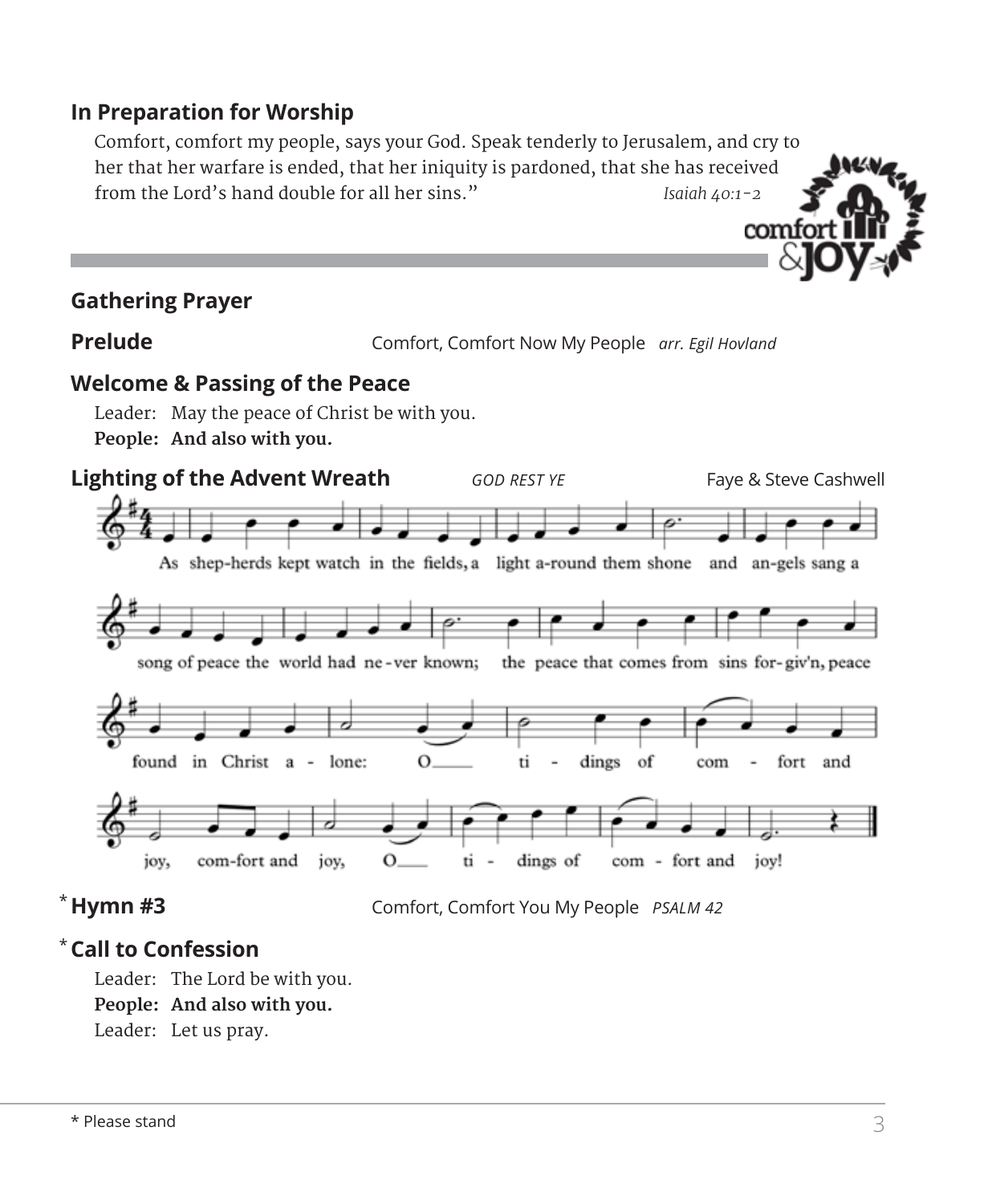## In Preparation for Worship

Comfort, comfort my people, says your God. Speak tenderly to Jerusalem, and cry to her that her warfare is ended, that her iniquity is pardoned, that she has received from the Lord's hand double for all her sins." *Isaiah 40:1-2*

## Gathering Prayer

## Prelude

Comfort, Comfort Now My People *arr. Egil Hovland*

## Welcome & Passing of the Peace

Leader: May the peace of Christ be with you.
**People: And also with you.**

## Lighting of the Advent Wreath

*GOD REST YE* Faye & Steve Cashwell

As shep-herds kept watch in the fields, a light a-round them shone and an-gels sang a song of peace the world had ne-ver known; the peace that comes from sins for-giv'n, peace found in Christ a - lone: O ti - dings of com - fort and joy, com-fort and joy, O ti - dings of com - fort and joy!

## *Hymn #3

Comfort, Comfort You My People *PSALM 42*

## *Call to Confession

Leader: The Lord be with you.
**People: And also with you.**
Leader: Let us pray.

* Please stand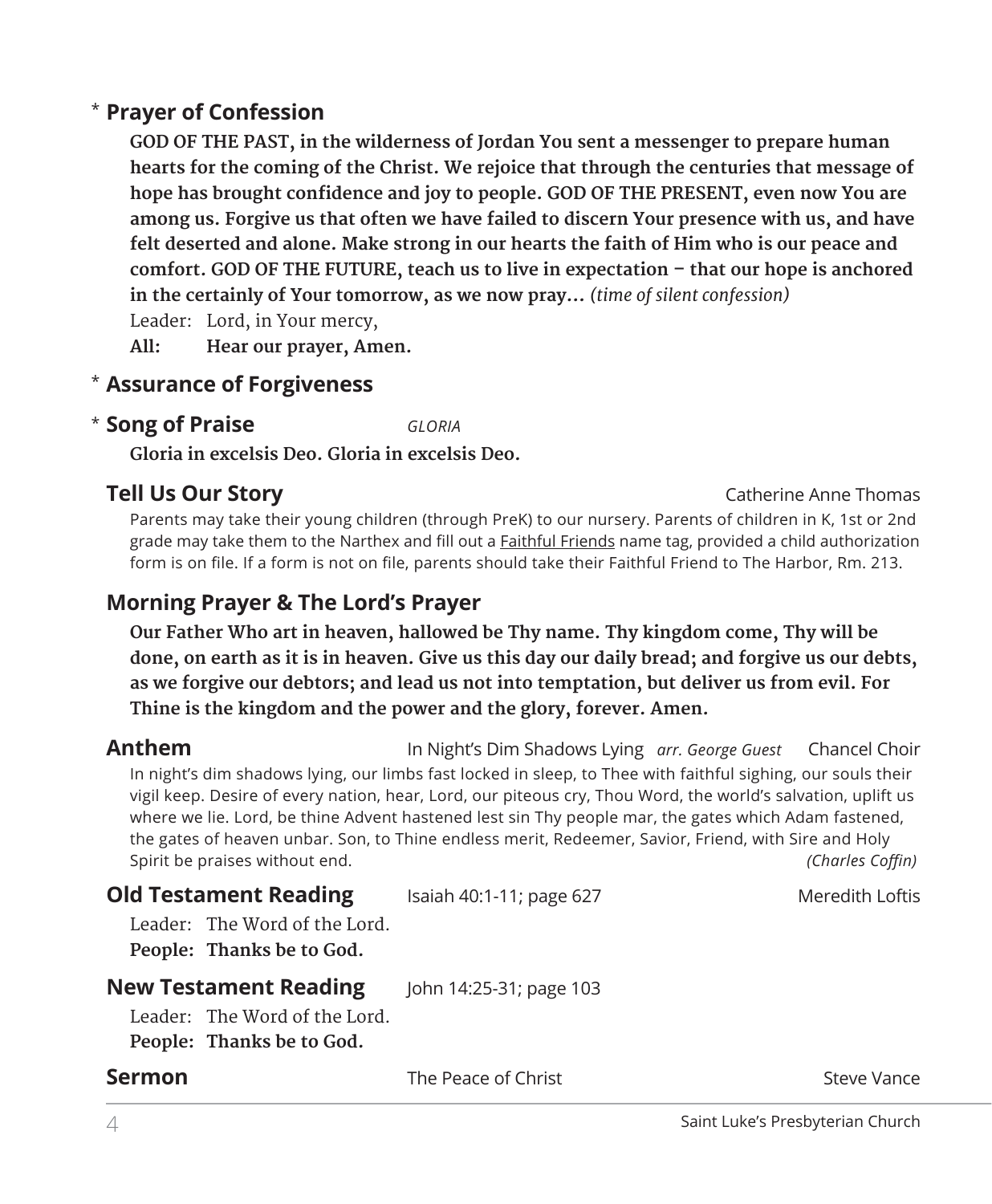\* **Prayer of Confession**

**GOD OF THE PAST, in the wilderness of Jordan You sent a messenger to prepare human hearts for the coming of the Christ. We rejoice that through the centuries that message of hope has brought confidence and joy to people. GOD OF THE PRESENT, even now You are among us. Forgive us that often we have failed to discern Your presence with us, and have felt deserted and alone. Make strong in our hearts the faith of Him who is our peace and comfort. GOD OF THE FUTURE, teach us to live in expectation – that our hope is anchored in the certainly of Your tomorrow, as we now pray…** *(time of silent confession)*

Leader: Lord, in Your mercy,
**All: Hear our prayer, Amen.**

\* **Assurance of Forgiveness**

\* **Song of Praise** *GLORIA*

**Gloria in excelsis Deo. Gloria in excelsis Deo.**

**Tell Us Our Story** Catherine Anne Thomas

Parents may take their young children (through PreK) to our nursery. Parents of children in K, 1st or 2nd grade may take them to the Narthex and fill out a Faithful Friends name tag, provided a child authorization form is on file. If a form is not on file, parents should take their Faithful Friend to The Harbor, Rm. 213.

**Morning Prayer & The Lord's Prayer**

**Our Father Who art in heaven, hallowed be Thy name. Thy kingdom come, Thy will be done, on earth as it is in heaven. Give us this day our daily bread; and forgive us our debts, as we forgive our debtors; and lead us not into temptation, but deliver us from evil. For Thine is the kingdom and the power and the glory, forever. Amen.**

**Anthem** In Night's Dim Shadows Lying *arr. George Guest* Chancel Choir

In night's dim shadows lying, our limbs fast locked in sleep, to Thee with faithful sighing, our souls their vigil keep. Desire of every nation, hear, Lord, our piteous cry, Thou Word, the world's salvation, uplift us where we lie. Lord, be thine Advent hastened lest sin Thy people mar, the gates which Adam fastened, the gates of heaven unbar. Son, to Thine endless merit, Redeemer, Savior, Friend, with Sire and Holy Spirit be praises without end. *(Charles Coffin)*

**Old Testament Reading** Isaiah 40:1-11; page 627 Meredith Loftis

Leader: The Word of the Lord.
**People: Thanks be to God.**

**New Testament Reading** John 14:25-31; page 103

Leader: The Word of the Lord.
**People: Thanks be to God.**

**Sermon** The Peace of Christ Steve Vance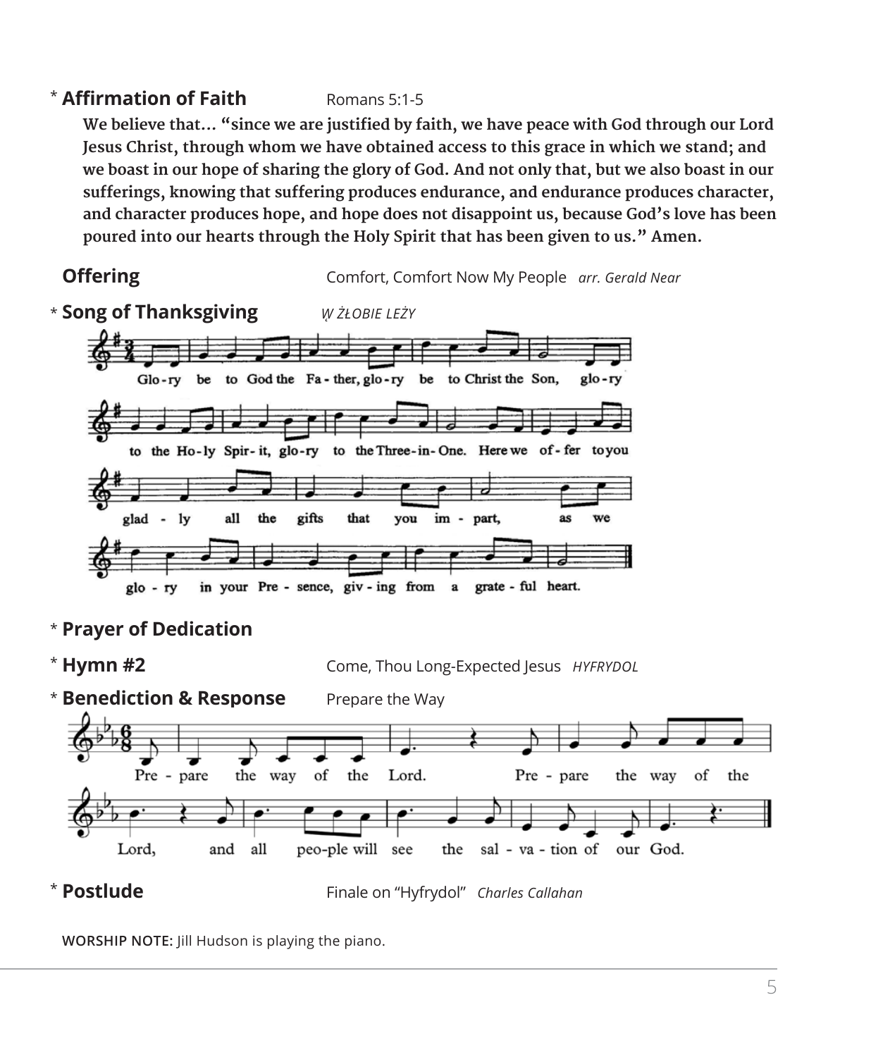\* **Affirmation of Faith** Romans 5:1-5

**We believe that... "since we are justified by faith, we have peace with God through our Lord Jesus Christ, through whom we have obtained access to this grace in which we stand; and we boast in our hope of sharing the glory of God. And not only that, but we also boast in our sufferings, knowing that suffering produces endurance, and endurance produces character, and character produces hope, and hope does not disappoint us, because God's love has been poured into our hearts through the Holy Spirit that has been given to us." Amen.**

**Offering** Comfort, Comfort Now My People *arr. Gerald Near*

\* **Song of Thanksgiving** *W ŻŁOBIE LEŻY*

Glory be to God the Father, glory be to Christ the Son, glory to the Holy Spirit, glory to the Three-in-One. Here we offer to you gladly all the gifts that you impart, as we glory in your Presence, giving from a grateful heart.

\* **Prayer of Dedication**

\* **Hymn #2** Come, Thou Long-Expected Jesus *HYFRYDOL*

\* **Benediction & Response** Prepare the Way

Prepare the way of the Lord. Prepare the way of the Lord, and all people will see the salvation of our God.

\* **Postlude** Finale on "Hyfrydol" *Charles Callahan*

**WORSHIP NOTE:** Jill Hudson is playing the piano.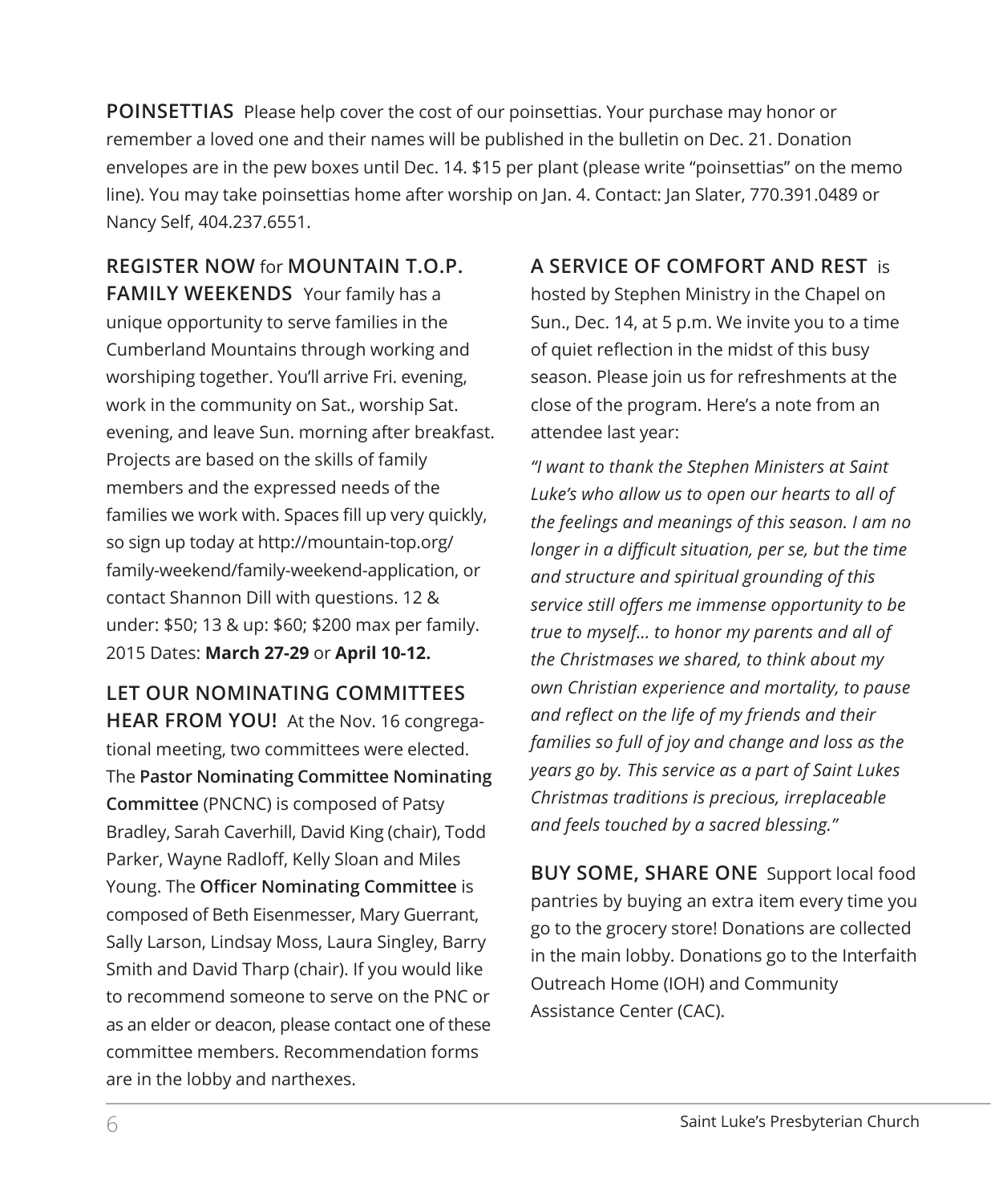**POINSETTIAS** Please help cover the cost of our poinsettias. Your purchase may honor or remember a loved one and their names will be published in the bulletin on Dec. 21. Donation envelopes are in the pew boxes until Dec. 14. $15 per plant (please write "poinsettias" on the memo line). You may take poinsettias home after worship on Jan. 4. Contact: Jan Slater, 770.391.0489 or Nancy Self, 404.237.6551.

**REGISTER NOW** for **MOUNTAIN T.O.P. FAMILY WEEKENDS** Your family has a unique opportunity to serve families in the Cumberland Mountains through working and worshiping together. You'll arrive Fri. evening, work in the community on Sat., worship Sat. evening, and leave Sun. morning after breakfast. Projects are based on the skills of family members and the expressed needs of the families we work with. Spaces fill up very quickly, so sign up today at http://mountain-top.org/family-weekend/family-weekend-application, or contact Shannon Dill with questions. 12 & under: $50; 13 & up: $60; $200 max per family. 2015 Dates: **March 27-29** or **April 10-12.**

**LET OUR NOMINATING COMMITTEES HEAR FROM YOU!** At the Nov. 16 congregational meeting, two committees were elected. The **Pastor Nominating Committee Nominating Committee** (PNCNC) is composed of Patsy Bradley, Sarah Caverhill, David King (chair), Todd Parker, Wayne Radloff, Kelly Sloan and Miles Young. The **Officer Nominating Committee** is composed of Beth Eisenmesser, Mary Guerrant, Sally Larson, Lindsay Moss, Laura Singley, Barry Smith and David Tharp (chair). If you would like to recommend someone to serve on the PNC or as an elder or deacon, please contact one of these committee members. Recommendation forms are in the lobby and narthexes.

**A SERVICE OF COMFORT AND REST** is hosted by Stephen Ministry in the Chapel on Sun., Dec. 14, at 5 p.m. We invite you to a time of quiet reflection in the midst of this busy season. Please join us for refreshments at the close of the program. Here's a note from an attendee last year:

*"I want to thank the Stephen Ministers at Saint Luke's who allow us to open our hearts to all of the feelings and meanings of this season. I am no longer in a difficult situation, per se, but the time and structure and spiritual grounding of this service still offers me immense opportunity to be true to myself... to honor my parents and all of the Christmases we shared, to think about my own Christian experience and mortality, to pause and reflect on the life of my friends and their families so full of joy and change and loss as the years go by. This service as a part of Saint Lukes Christmas traditions is precious, irreplaceable and feels touched by a sacred blessing."*

**BUY SOME, SHARE ONE** Support local food pantries by buying an extra item every time you go to the grocery store! Donations are collected in the main lobby. Donations go to the Interfaith Outreach Home (IOH) and Community Assistance Center (CAC).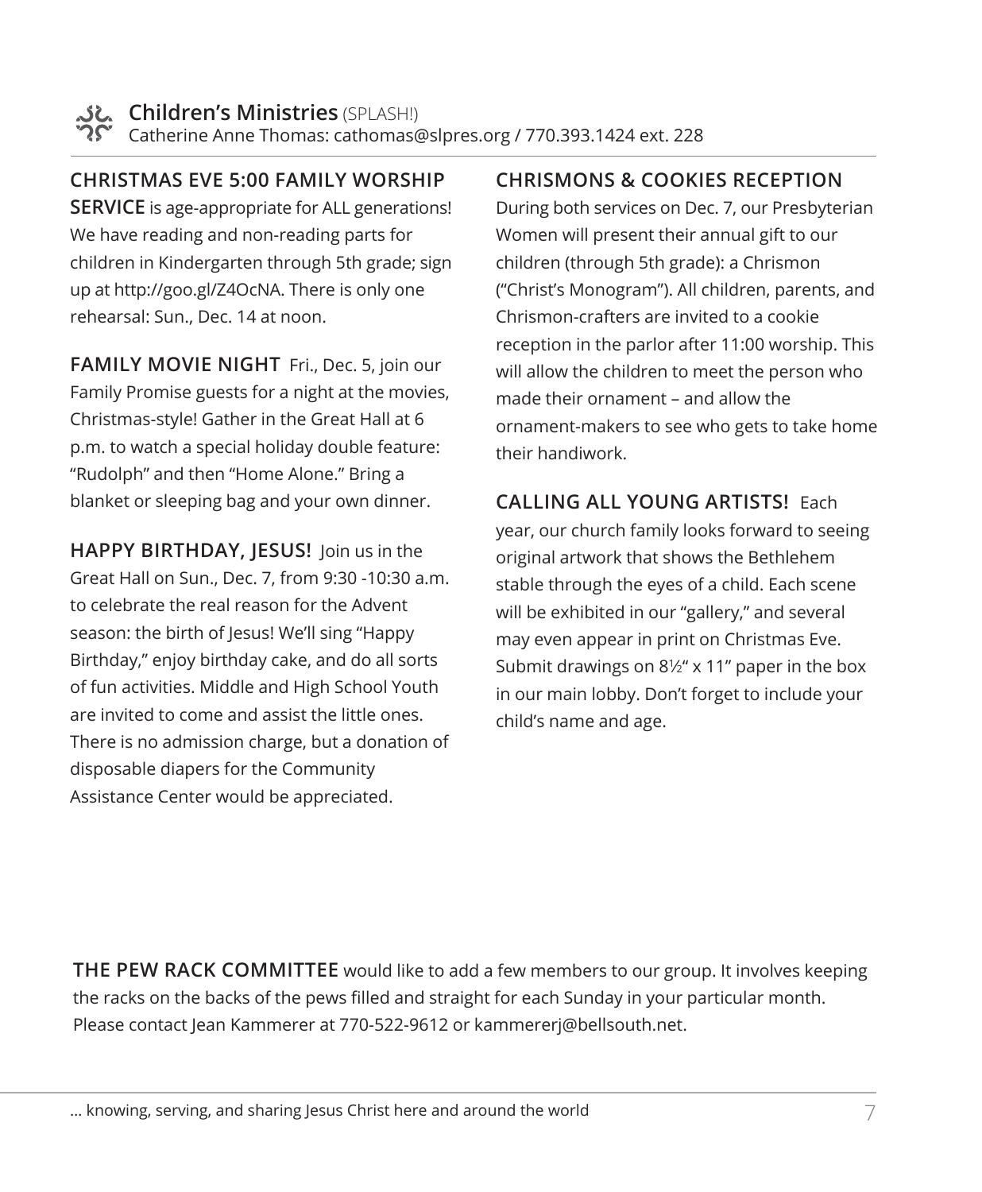## Children's Ministries (SPLASH!)

Catherine Anne Thomas: cathomas@slpres.org / 770.393.1424 ext. 228

**CHRISTMAS EVE 5:00 FAMILY WORSHIP SERVICE** is age-appropriate for ALL generations! We have reading and non-reading parts for children in Kindergarten through 5th grade; sign up at http://goo.gl/Z4OcNA. There is only one rehearsal: Sun., Dec. 14 at noon.

**FAMILY MOVIE NIGHT** Fri., Dec. 5, join our Family Promise guests for a night at the movies, Christmas-style! Gather in the Great Hall at 6 p.m. to watch a special holiday double feature: "Rudolph" and then "Home Alone." Bring a blanket or sleeping bag and your own dinner.

**HAPPY BIRTHDAY, JESUS!** Join us in the Great Hall on Sun., Dec. 7, from 9:30 -10:30 a.m. to celebrate the real reason for the Advent season: the birth of Jesus! We'll sing "Happy Birthday," enjoy birthday cake, and do all sorts of fun activities. Middle and High School Youth are invited to come and assist the little ones. There is no admission charge, but a donation of disposable diapers for the Community Assistance Center would be appreciated.

**CHRISMONS & COOKIES RECEPTION**

During both services on Dec. 7, our Presbyterian Women will present their annual gift to our children (through 5th grade): a Chrismon ("Christ's Monogram"). All children, parents, and Chrismon-crafters are invited to a cookie reception in the parlor after 11:00 worship. This will allow the children to meet the person who made their ornament – and allow the ornament-makers to see who gets to take home their handiwork.

**CALLING ALL YOUNG ARTISTS!** Each year, our church family looks forward to seeing original artwork that shows the Bethlehem stable through the eyes of a child. Each scene will be exhibited in our "gallery," and several may even appear in print on Christmas Eve. Submit drawings on 8½" x 11" paper in the box in our main lobby. Don't forget to include your child's name and age.

**THE PEW RACK COMMITTEE** would like to add a few members to our group. It involves keeping the racks on the backs of the pews filled and straight for each Sunday in your particular month. Please contact Jean Kammerer at 770-522-9612 or kammererj@bellsouth.net.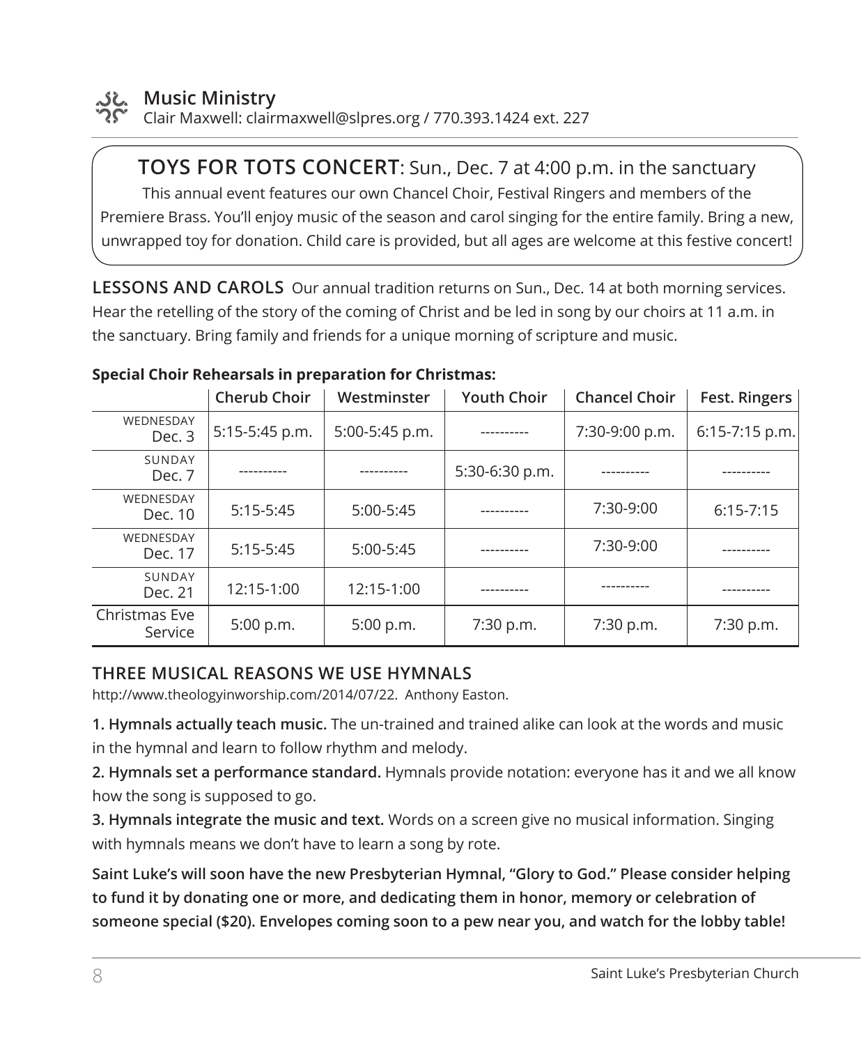## Music Ministry

Clair Maxwell: clairmaxwell@slpres.org / 770.393.1424 ext. 227

**TOYS FOR TOTS CONCERT**: Sun., Dec. 7 at 4:00 p.m. in the sanctuary

This annual event features our own Chancel Choir, Festival Ringers and members of the Premiere Brass. You'll enjoy music of the season and carol singing for the entire family. Bring a new, unwrapped toy for donation. Child care is provided, but all ages are welcome at this festive concert!

**LESSONS AND CAROLS** Our annual tradition returns on Sun., Dec. 14 at both morning services. Hear the retelling of the story of the coming of Christ and be led in song by our choirs at 11 a.m. in the sanctuary. Bring family and friends for a unique morning of scripture and music.

**Special Choir Rehearsals in preparation for Christmas:**

| | Cherub Choir | Westminster | Youth Choir | Chancel Choir | Fest. Ringers |
|---|---|---|---|---|---|
| WEDNESDAY Dec. 3 | 5:15-5:45 p.m. | 5:00-5:45 p.m. | ---------- | 7:30-9:00 p.m. | 6:15-7:15 p.m. |
| SUNDAY Dec. 7 | ---------- | ---------- | 5:30-6:30 p.m. | ---------- | ---------- |
| WEDNESDAY Dec. 10 | 5:15-5:45 | 5:00-5:45 | ---------- | 7:30-9:00 | 6:15-7:15 |
| WEDNESDAY Dec. 17 | 5:15-5:45 | 5:00-5:45 | ---------- | 7:30-9:00 | ---------- |
| SUNDAY Dec. 21 | 12:15-1:00 | 12:15-1:00 | ---------- | ---------- | ---------- |
| Christmas Eve Service | 5:00 p.m. | 5:00 p.m. | 7:30 p.m. | 7:30 p.m. | 7:30 p.m. |

### THREE MUSICAL REASONS WE USE HYMNALS

http://www.theologyinworship.com/2014/07/22. Anthony Easton.

**1. Hymnals actually teach music.** The un-trained and trained alike can look at the words and music in the hymnal and learn to follow rhythm and melody.

**2. Hymnals set a performance standard.** Hymnals provide notation: everyone has it and we all know how the song is supposed to go.

**3. Hymnals integrate the music and text.** Words on a screen give no musical information. Singing with hymnals means we don't have to learn a song by rote.

**Saint Luke's will soon have the new Presbyterian Hymnal, "Glory to God." Please consider helping to fund it by donating one or more, and dedicating them in honor, memory or celebration of someone special ($20). Envelopes coming soon to a pew near you, and watch for the lobby table!**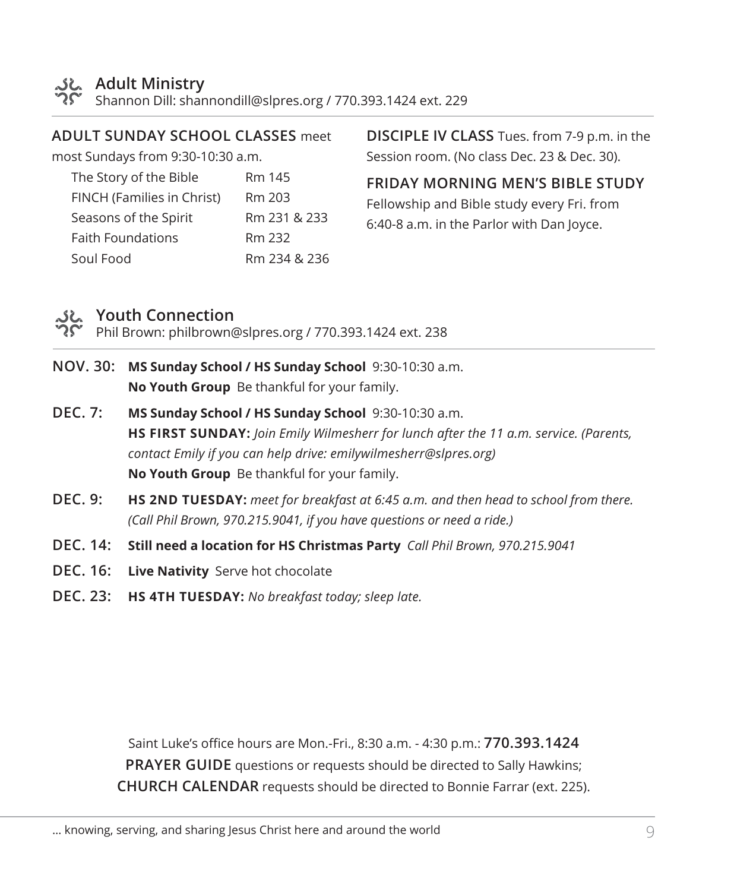## Adult Ministry

Shannon Dill: shannondill@slpres.org / 770.393.1424 ext. 229

**ADULT SUNDAY SCHOOL CLASSES** meet most Sundays from 9:30-10:30 a.m.

| Class | Room |
|---|---|
| The Story of the Bible | Rm 145 |
| FINCH (Families in Christ) | Rm 203 |
| Seasons of the Spirit | Rm 231 & 233 |
| Faith Foundations | Rm 232 |
| Soul Food | Rm 234 & 236 |

**DISCIPLE IV CLASS** Tues. from 7-9 p.m. in the Session room. (No class Dec. 23 & Dec. 30).

**FRIDAY MORNING MEN'S BIBLE STUDY**
Fellowship and Bible study every Fri. from 6:40-8 a.m. in the Parlor with Dan Joyce.

## Youth Connection

Phil Brown: philbrown@slpres.org / 770.393.1424 ext. 238

**NOV. 30:** **MS Sunday School / HS Sunday School** 9:30-10:30 a.m.
**No Youth Group** Be thankful for your family.

**DEC. 7:** **MS Sunday School / HS Sunday School** 9:30-10:30 a.m.
**HS FIRST SUNDAY:** *Join Emily Wilmesherr for lunch after the 11 a.m. service. (Parents, contact Emily if you can help drive: emilywilmesherr@slpres.org)*
**No Youth Group** Be thankful for your family.

**DEC. 9:** **HS 2ND TUESDAY:** *meet for breakfast at 6:45 a.m. and then head to school from there. (Call Phil Brown, 970.215.9041, if you have questions or need a ride.)*

**DEC. 14:** **Still need a location for HS Christmas Party** *Call Phil Brown, 970.215.9041*

**DEC. 16:** **Live Nativity** Serve hot chocolate

**DEC. 23:** **HS 4TH TUESDAY:** *No breakfast today; sleep late.*

Saint Luke's office hours are Mon.-Fri., 8:30 a.m. - 4:30 p.m.: **770.393.1424**
**PRAYER GUIDE** questions or requests should be directed to Sally Hawkins;
**CHURCH CALENDAR** requests should be directed to Bonnie Farrar (ext. 225).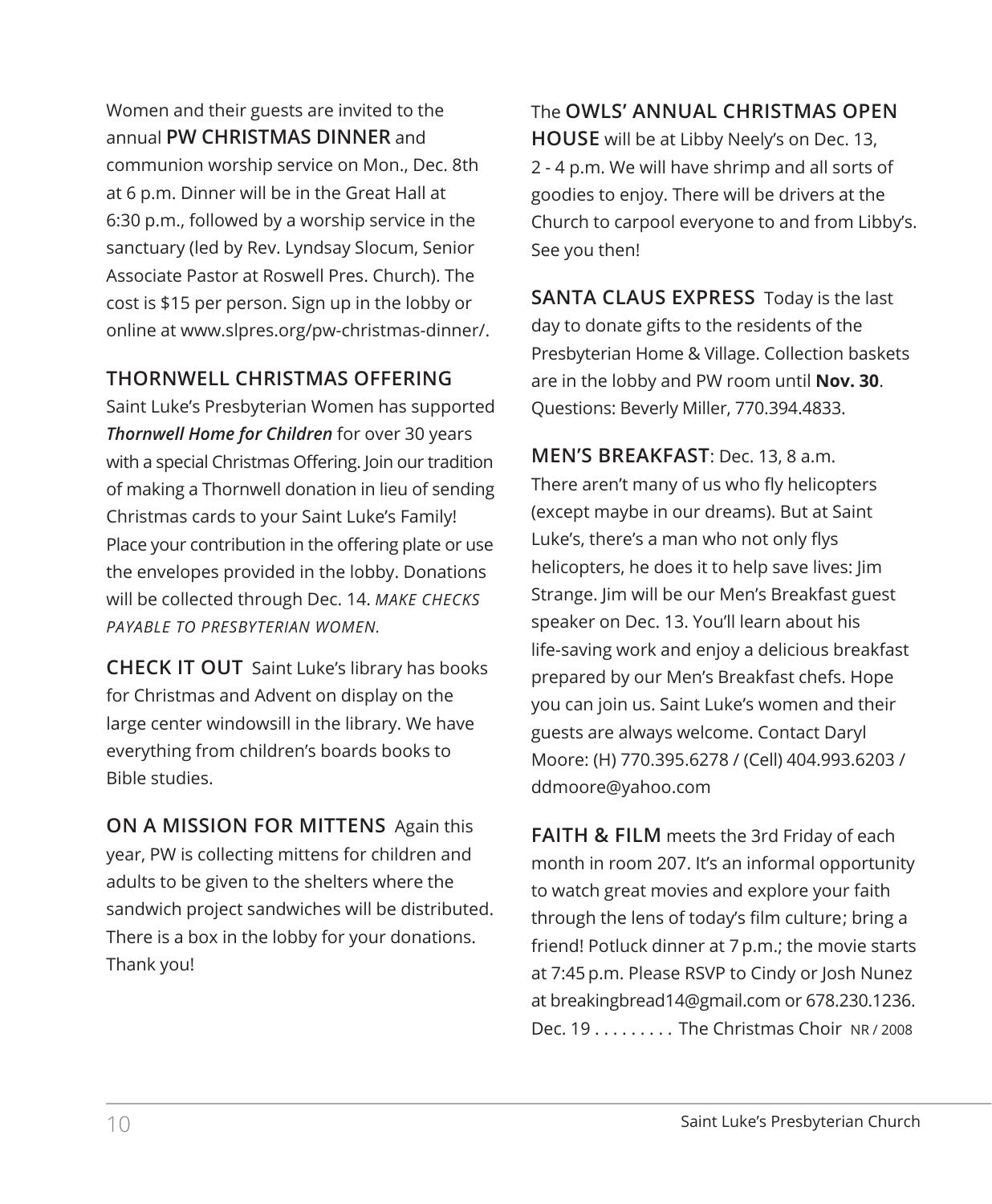Women and their guests are invited to the annual **PW CHRISTMAS DINNER** and communion worship service on Mon., Dec. 8th at 6 p.m. Dinner will be in the Great Hall at 6:30 p.m., followed by a worship service in the sanctuary (led by Rev. Lyndsay Slocum, Senior Associate Pastor at Roswell Pres. Church). The cost is $15 per person. Sign up in the lobby or online at www.slpres.org/pw-christmas-dinner/.

## THORNWELL CHRISTMAS OFFERING

Saint Luke's Presbyterian Women has supported ***Thornwell Home for Children*** for over 30 years with a special Christmas Offering. Join our tradition of making a Thornwell donation in lieu of sending Christmas cards to your Saint Luke's Family! Place your contribution in the offering plate or use the envelopes provided in the lobby. Donations will be collected through Dec. 14. *MAKE CHECKS PAYABLE TO PRESBYTERIAN WOMEN.*

**CHECK IT OUT** Saint Luke's library has books for Christmas and Advent on display on the large center windowsill in the library. We have everything from children's boards books to Bible studies.

**ON A MISSION FOR MITTENS** Again this year, PW is collecting mittens for children and adults to be given to the shelters where the sandwich project sandwiches will be distributed. There is a box in the lobby for your donations. Thank you!

The **OWLS' ANNUAL CHRISTMAS OPEN HOUSE** will be at Libby Neely's on Dec. 13, 2 - 4 p.m. We will have shrimp and all sorts of goodies to enjoy. There will be drivers at the Church to carpool everyone to and from Libby's. See you then!

**SANTA CLAUS EXPRESS** Today is the last day to donate gifts to the residents of the Presbyterian Home & Village. Collection baskets are in the lobby and PW room until **Nov. 30**. Questions: Beverly Miller, 770.394.4833.

**MEN'S BREAKFAST**: Dec. 13, 8 a.m. There aren't many of us who fly helicopters (except maybe in our dreams). But at Saint Luke's, there's a man who not only flys helicopters, he does it to help save lives: Jim Strange. Jim will be our Men's Breakfast guest speaker on Dec. 13. You'll learn about his life-saving work and enjoy a delicious breakfast prepared by our Men's Breakfast chefs. Hope you can join us. Saint Luke's women and their guests are always welcome. Contact Daryl Moore: (H) 770.395.6278 / (Cell) 404.993.6203 / ddmoore@yahoo.com

**FAITH & FILM** meets the 3rd Friday of each month in room 207. It's an informal opportunity to watch great movies and explore your faith through the lens of today's film culture; bring a friend! Potluck dinner at 7 p.m.; the movie starts at 7:45 p.m. Please RSVP to Cindy or Josh Nunez at breakingbread14@gmail.com or 678.230.1236.
Dec. 19 . . . . . . . . . The Christmas Choir NR / 2008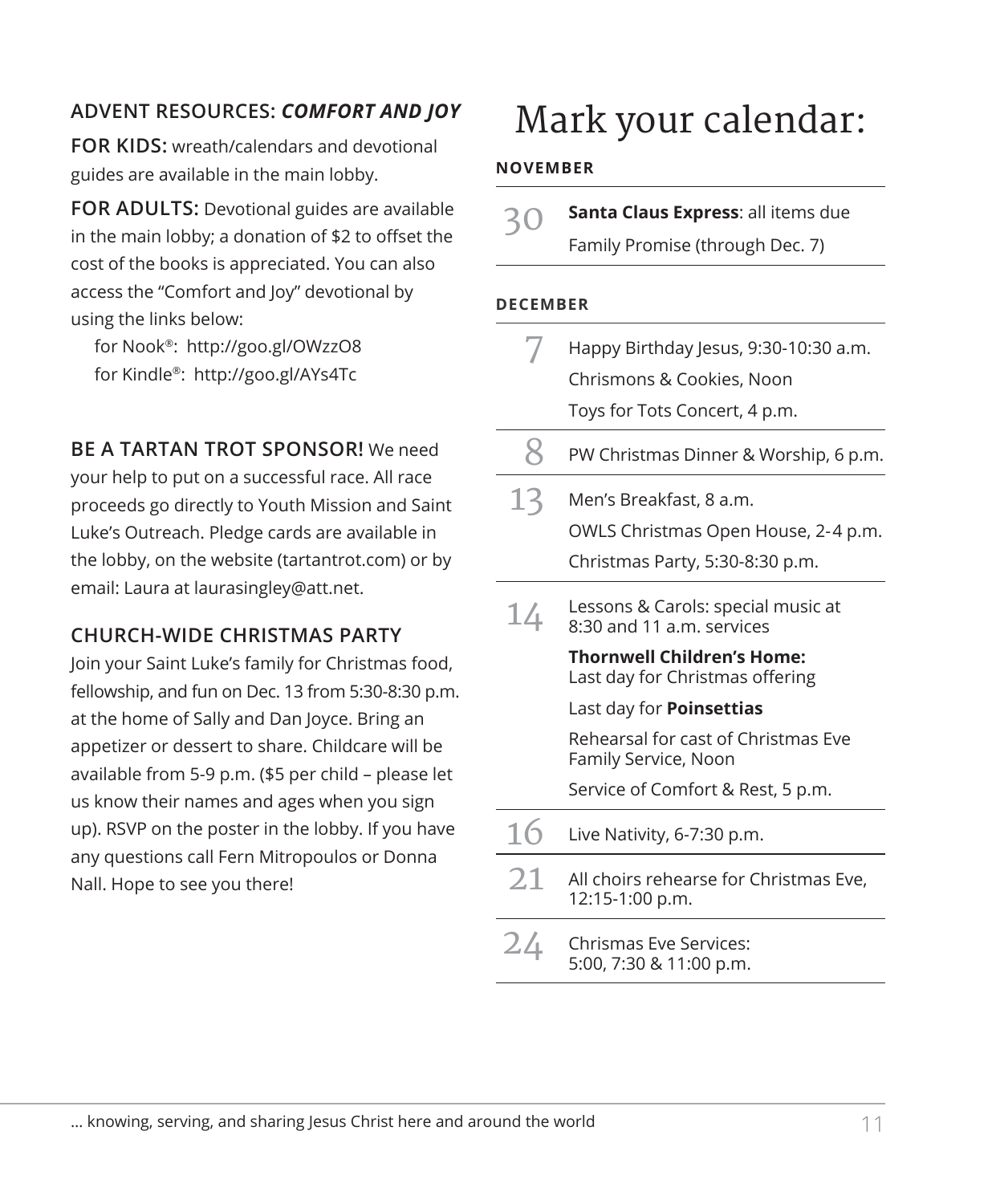## ADVENT RESOURCES: *COMFORT AND JOY*

**FOR KIDS:** wreath/calendars and devotional guides are available in the main lobby.

**FOR ADULTS:** Devotional guides are available in the main lobby; a donation of $2 to offset the cost of the books is appreciated. You can also access the "Comfort and Joy" devotional by using the links below:

for Nook®: http://goo.gl/OWzzO8
for Kindle®: http://goo.gl/AYs4Tc

**BE A TARTAN TROT SPONSOR!** We need your help to put on a successful race. All race proceeds go directly to Youth Mission and Saint Luke's Outreach. Pledge cards are available in the lobby, on the website (tartantrot.com) or by email: Laura at laurasingley@att.net.

## CHURCH-WIDE CHRISTMAS PARTY

Join your Saint Luke's family for Christmas food, fellowship, and fun on Dec. 13 from 5:30-8:30 p.m. at the home of Sally and Dan Joyce. Bring an appetizer or dessert to share. Childcare will be available from 5-9 p.m. ($5 per child – please let us know their names and ages when you sign up). RSVP on the poster in the lobby. If you have any questions call Fern Mitropoulos or Donna Nall. Hope to see you there!

# Mark your calendar:

**NOVEMBER**

| | |
|---|---|
| 30 | **Santa Claus Express**: all items due<br>Family Promise (through Dec. 7) |

**DECEMBER**

| | |
|---|---|
| 7 | Happy Birthday Jesus, 9:30-10:30 a.m.<br>Chrismons & Cookies, Noon<br>Toys for Tots Concert, 4 p.m. |
| 8 | PW Christmas Dinner & Worship, 6 p.m. |
| 13 | Men's Breakfast, 8 a.m.<br>OWLS Christmas Open House, 2-4 p.m.<br>Christmas Party, 5:30-8:30 p.m. |
| 14 | Lessons & Carols: special music at 8:30 and 11 a.m. services<br>**Thornwell Children's Home:** Last day for Christmas offering<br>Last day for **Poinsettias**<br>Rehearsal for cast of Christmas Eve Family Service, Noon<br>Service of Comfort & Rest, 5 p.m. |
| 16 | Live Nativity, 6-7:30 p.m. |
| 21 | All choirs rehearse for Christmas Eve, 12:15-1:00 p.m. |
| 24 | Chrismas Eve Services: 5:00, 7:30 & 11:00 p.m. |

… knowing, serving, and sharing Jesus Christ here and around the world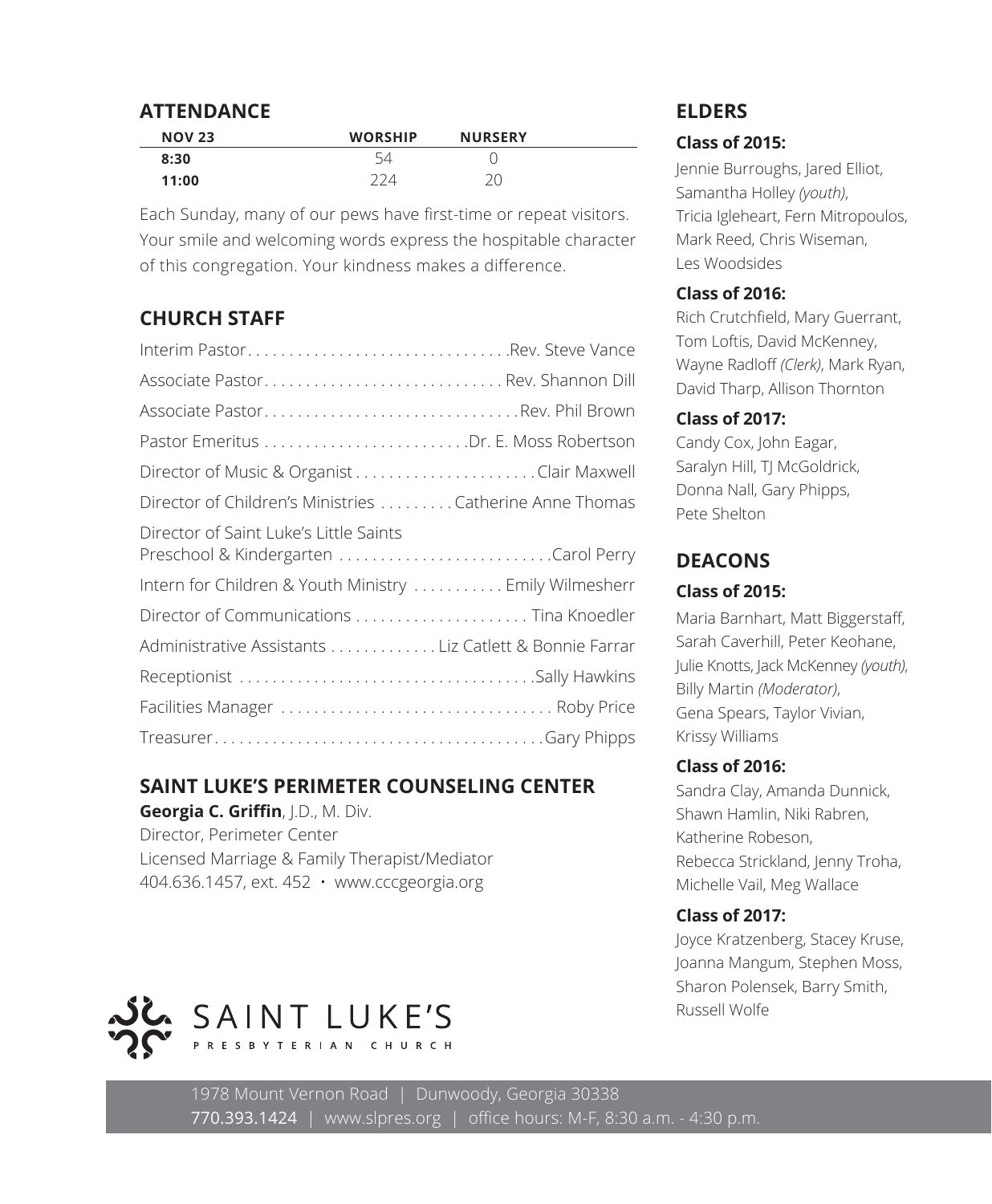## ATTENDANCE

| NOV 23 | WORSHIP | NURSERY |
|---|---|---|
| 8:30 | 54 | 0 |
| 11:00 | 224 | 20 |

Each Sunday, many of our pews have first-time or repeat visitors. Your smile and welcoming words express the hospitable character of this congregation. Your kindness makes a difference.

## CHURCH STAFF

| | |
|---|---|
| Interim Pastor | Rev. Steve Vance |
| Associate Pastor | Rev. Shannon Dill |
| Associate Pastor | Rev. Phil Brown |
| Pastor Emeritus | Dr. E. Moss Robertson |
| Director of Music & Organist | Clair Maxwell |
| Director of Children's Ministries | Catherine Anne Thomas |
| Director of Saint Luke's Little Saints Preschool & Kindergarten | Carol Perry |
| Intern for Children & Youth Ministry | Emily Wilmesherr |
| Director of Communications | Tina Knoedler |
| Administrative Assistants | Liz Catlett & Bonnie Farrar |
| Receptionist | Sally Hawkins |
| Facilities Manager | Roby Price |
| Treasurer | Gary Phipps |

## SAINT LUKE'S PERIMETER COUNSELING CENTER

**Georgia C. Griffin**, J.D., M. Div.
Director, Perimeter Center
Licensed Marriage & Family Therapist/Mediator
404.636.1457, ext. 452 • www.cccgeorgia.org

## ELDERS

### Class of 2015:

Jennie Burroughs, Jared Elliot, Samantha Holley *(youth)*, Tricia Igleheart, Fern Mitropoulos, Mark Reed, Chris Wiseman, Les Woodsides

### Class of 2016:

Rich Crutchfield, Mary Guerrant, Tom Loftis, David McKenney, Wayne Radloff *(Clerk)*, Mark Ryan, David Tharp, Allison Thornton

### Class of 2017:

Candy Cox, John Eagar, Saralyn Hill, TJ McGoldrick, Donna Nall, Gary Phipps, Pete Shelton

## DEACONS

### Class of 2015:

Maria Barnhart, Matt Biggerstaff, Sarah Caverhill, Peter Keohane, Julie Knotts, Jack McKenney *(youth)*, Billy Martin *(Moderator)*, Gena Spears, Taylor Vivian, Krissy Williams

### Class of 2016:

Sandra Clay, Amanda Dunnick, Shawn Hamlin, Niki Rabren, Katherine Robeson, Rebecca Strickland, Jenny Troha, Michelle Vail, Meg Wallace

### Class of 2017:

Joyce Kratzenberg, Stacey Kruse, Joanna Mangum, Stephen Moss, Sharon Polensek, Barry Smith, Russell Wolfe

SAINT LUKE'S
PRESBYTERIAN CHURCH

1978 Mount Vernon Road | Dunwoody, Georgia 30338
770.393.1424 | www.slpres.org | office hours: M-F, 8:30 a.m. - 4:30 p.m.